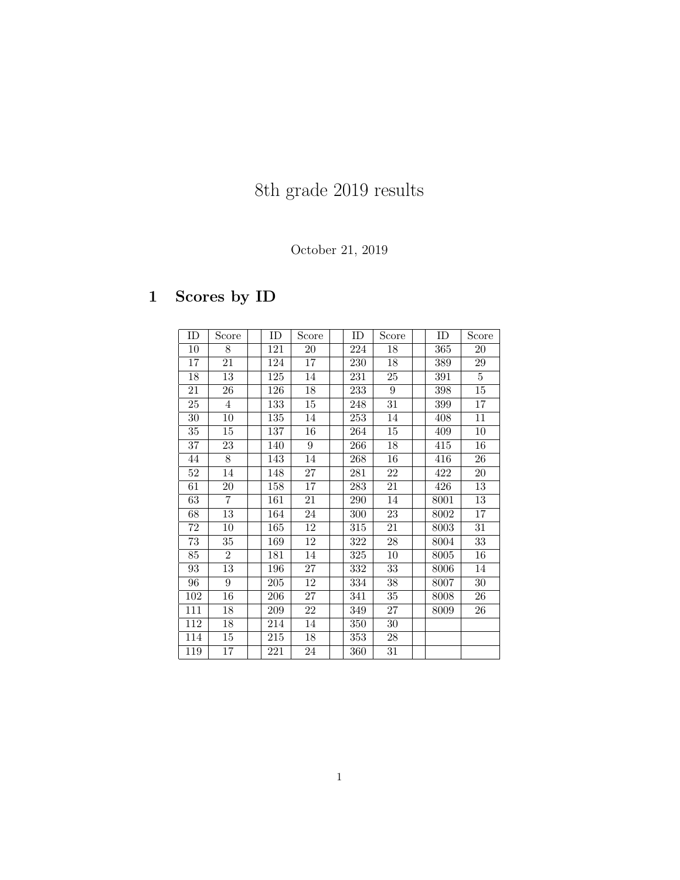# 8th grade 2019 results

October 21, 2019

## 1 Scores by ID

| ID | Score | | ID | Score | | ID | Score | | ID | Score |
|---|---|---|---|---|---|---|---|---|---|---|
| 10 | 8 | | 121 | 20 | | 224 | 18 | | 365 | 20 |
| 17 | 21 | | 124 | 17 | | 230 | 18 | | 389 | 29 |
| 18 | 13 | | 125 | 14 | | 231 | 25 | | 391 | 5 |
| 21 | 26 | | 126 | 18 | | 233 | 9 | | 398 | 15 |
| 25 | 4 | | 133 | 15 | | 248 | 31 | | 399 | 17 |
| 30 | 10 | | 135 | 14 | | 253 | 14 | | 408 | 11 |
| 35 | 15 | | 137 | 16 | | 264 | 15 | | 409 | 10 |
| 37 | 23 | | 140 | 9 | | 266 | 18 | | 415 | 16 |
| 44 | 8 | | 143 | 14 | | 268 | 16 | | 416 | 26 |
| 52 | 14 | | 148 | 27 | | 281 | 22 | | 422 | 20 |
| 61 | 20 | | 158 | 17 | | 283 | 21 | | 426 | 13 |
| 63 | 7 | | 161 | 21 | | 290 | 14 | | 8001 | 13 |
| 68 | 13 | | 164 | 24 | | 300 | 23 | | 8002 | 17 |
| 72 | 10 | | 165 | 12 | | 315 | 21 | | 8003 | 31 |
| 73 | 35 | | 169 | 12 | | 322 | 28 | | 8004 | 33 |
| 85 | 2 | | 181 | 14 | | 325 | 10 | | 8005 | 16 |
| 93 | 13 | | 196 | 27 | | 332 | 33 | | 8006 | 14 |
| 96 | 9 | | 205 | 12 | | 334 | 38 | | 8007 | 30 |
| 102 | 16 | | 206 | 27 | | 341 | 35 | | 8008 | 26 |
| 111 | 18 | | 209 | 22 | | 349 | 27 | | 8009 | 26 |
| 112 | 18 | | 214 | 14 | | 350 | 30 | | | |
| 114 | 15 | | 215 | 18 | | 353 | 28 | | | |
| 119 | 17 | | 221 | 24 | | 360 | 31 | | | |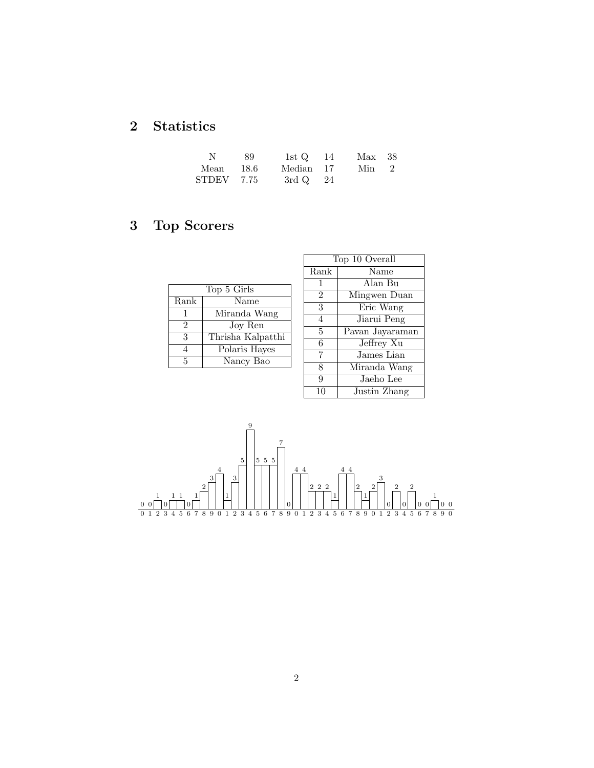## 2 Statistics

| | | | | | |
|---|---|---|---|---|---|
| N | 89 | 1st Q | 14 | Max | 38 |
| Mean | 18.6 | Median | 17 | Min | 2 |
| STDEV | 7.75 | 3rd Q | 24 | | |

## 3 Top Scorers

| Top 5 Girls | |
|---|---|
| Rank | Name |
| 1 | Miranda Wang |
| 2 | Joy Ren |
| 3 | Thrisha Kalpatthi |
| 4 | Polaris Hayes |
| 5 | Nancy Bao |

| Top 10 Overall | |
|---|---|
| Rank | Name |
| 1 | Alan Bu |
| 2 | Mingwen Duan |
| 3 | Eric Wang |
| 4 | Jiarui Peng |
| 5 | Pavan Jayaraman |
| 6 | Jeffrey Xu |
| 7 | James Lian |
| 8 | Miranda Wang |
| 9 | Jaeho Lee |
| 10 | Justin Zhang |

0 0 1 0 1 1 0 1 2 3 4 1 3 5 9 5 5 5 7 0 4 4 2 2 2 1 4 4 2 1 2 3 0 2 0 2 0 0 1 0 0

0 1 2 3 4 5 6 7 8 9 0 1 2 3 4 5 6 7 8 9 0 1 2 3 4 5 6 7 8 9 0 1 2 3 4 5 6 7 8 9 0